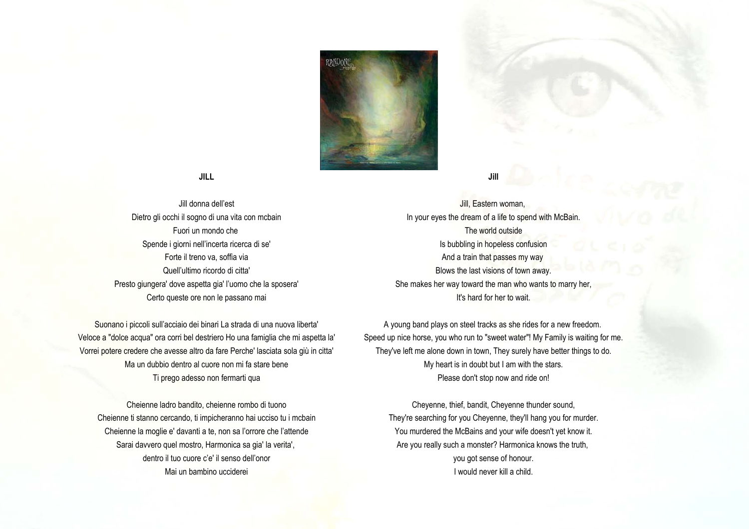## JILL

Jill donna dell'est
Dietro gli occhi il sogno di una vita con mcbain
Fuori un mondo che
Spende i giorni nell'incerta ricerca di se'
Forte il treno va, soffia via
Quell'ultimo ricordo di citta'
Presto giungera' dove aspetta gia' l'uomo che la sposera'
Certo queste ore non le passano mai

Suonano i piccoli sull'acciaio dei binari La strada di una nuova liberta'
Veloce a "dolce acqua" ora corri bel destriero Ho una famiglia che mi aspetta la'
Vorrei potere credere che avesse altro da fare Perche' lasciata sola giù in citta'
Ma un dubbio dentro al cuore non mi fa stare bene
Ti prego adesso non fermarti qua

Cheienne ladro bandito, cheienne rombo di tuono
Cheienne ti stanno cercando, ti impicheranno hai ucciso tu i mcbain
Cheienne la moglie e' davanti a te, non sa l'orrore che l'attende
Sarai davvero quel mostro, Harmonica sa gia' la verita',
dentro il tuo cuore c'e' il senso dell'onor
Mai un bambino ucciderei

## Jill

Jill, Eastern woman,
In your eyes the dream of a life to spend with McBain.
The world outside
Is bubbling in hopeless confusion
And a train that passes my way
Blows the last visions of town away.
She makes her way toward the man who wants to marry her,
It's hard for her to wait.

A young band plays on steel tracks as she rides for a new freedom.
Speed up nice horse, you who run to "sweet water"! My Family is waiting for me.
They've left me alone down in town, They surely have better things to do.
My heart is in doubt but I am with the stars.
Please don't stop now and ride on!

Cheyenne, thief, bandit, Cheyenne thunder sound,
They're searching for you Cheyenne, they'll hang you for murder.
You murdered the McBains and your wife doesn't yet know it.
Are you really such a monster? Harmonica knows the truth,
you got sense of honour.
I would never kill a child.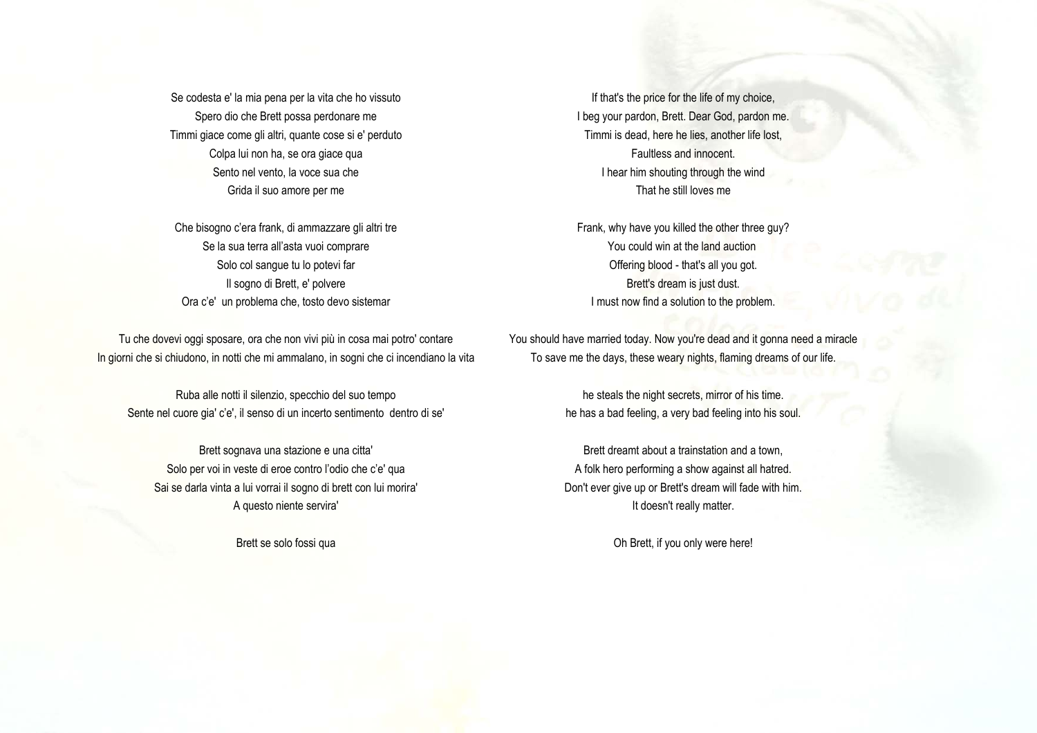Se codesta e' la mia pena per la vita che ho vissuto
Spero dio che Brett possa perdonare me
Timmi giace come gli altri, quante cose si e' perduto
Colpa lui non ha, se ora giace qua
Sento nel vento, la voce sua che
Grida il suo amore per me

Che bisogno c'era frank, di ammazzare gli altri tre
Se la sua terra all'asta vuoi comprare
Solo col sangue tu lo potevi far
Il sogno di Brett, e' polvere
Ora c'e'  un problema che, tosto devo sistemar

Tu che dovevi oggi sposare, ora che non vivi più in cosa mai potro' contare
In giorni che si chiudono, in notti che mi ammalano, in sogni che ci incendiano la vita

Ruba alle notti il silenzio, specchio del suo tempo
Sente nel cuore gia' c'e', il senso di un incerto sentimento  dentro di se'

Brett sognava una stazione e una citta'
Solo per voi in veste di eroe contro l'odio che c'e' qua
Sai se darla vinta a lui vorrai il sogno di brett con lui morira'
A questo niente servira'

Brett se solo fossi qua

If that's the price for the life of my choice,
I beg your pardon, Brett. Dear God, pardon me.
Timmi is dead, here he lies, another life lost,
Faultless and innocent.
I hear him shouting through the wind
That he still loves me

Frank, why have you killed the other three guy?
You could win at the land auction
Offering blood - that's all you got.
Brett's dream is just dust.
I must now find a solution to the problem.

You should have married today. Now you're dead and it gonna need a miracle
To save me the days, these weary nights, flaming dreams of our life.

he steals the night secrets, mirror of his time.
he has a bad feeling, a very bad feeling into his soul.

Brett dreamt about a trainstation and a town,
A folk hero performing a show against all hatred.
Don't ever give up or Brett's dream will fade with him.
It doesn't really matter.

Oh Brett, if you only were here!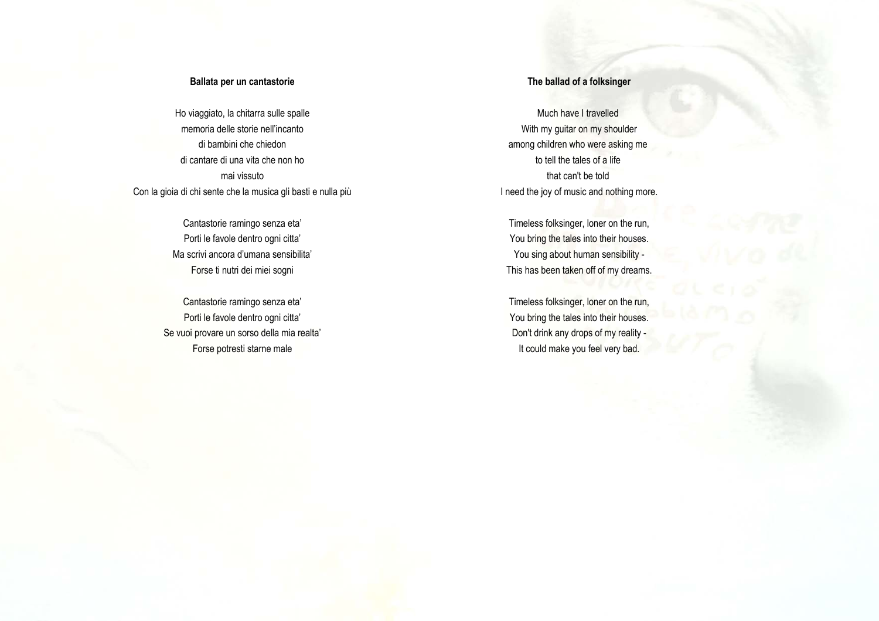**Ballata per un cantastorie**

Ho viaggiato, la chitarra sulle spalle
memoria delle storie nell'incanto
di bambini che chiedon
di cantare di una vita che non ho
mai vissuto
Con la gioia di chi sente che la musica gli basti e nulla più

Cantastorie ramingo senza eta'
Porti le favole dentro ogni citta'
Ma scrivi ancora d'umana sensibilita'
Forse ti nutri dei miei sogni

Cantastorie ramingo senza eta'
Porti le favole dentro ogni citta'
Se vuoi provare un sorso della mia realta'
Forse potresti starne male

**The ballad of a folksinger**

Much have I travelled
With my guitar on my shoulder
among children who were asking me
to tell the tales of a life
that can't be told
I need the joy of music and nothing more.

Timeless folksinger, loner on the run,
You bring the tales into their houses.
You sing about human sensibility -
This has been taken off of my dreams.

Timeless folksinger, loner on the run,
You bring the tales into their houses.
Don't drink any drops of my reality -
It could make you feel very bad.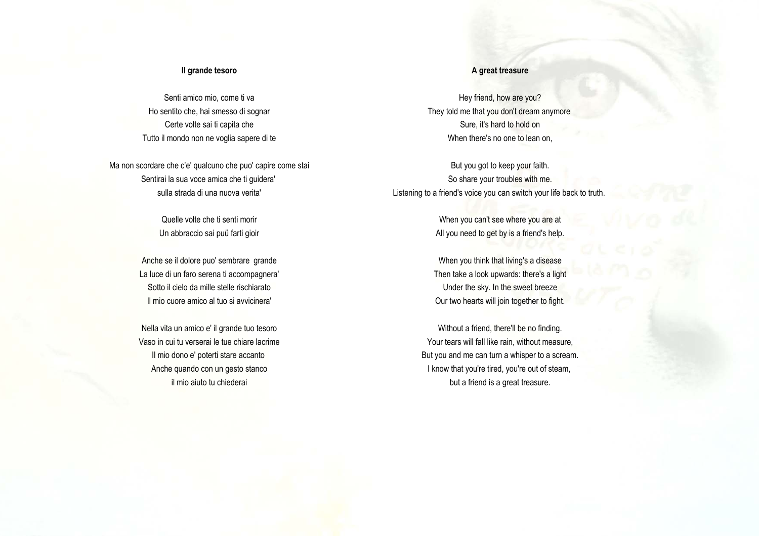**Il grande tesoro**

Senti amico mio, come ti va
Ho sentito che, hai smesso di sognar
Certe volte sai ti capita che
Tutto il mondo non ne voglia sapere di te

Ma non scordare che c'e' qualcuno che puo' capire come stai
Sentirai la sua voce amica che ti guidera'
sulla strada di una nuova verita'

Quelle volte che ti senti morir
Un abbraccio sai puü farti gioir

Anche se il dolore puo' sembrare grande
La luce di un faro serena ti accompagnera'
Sotto il cielo da mille stelle rischiarato
Il mio cuore amico al tuo si avvicinera'

Nella vita un amico e' il grande tuo tesoro
Vaso in cui tu verserai le tue chiare lacrime
Il mio dono e' poterti stare accanto
Anche quando con un gesto stanco
il mio aiuto tu chiederai

**A great treasure**

Hey friend, how are you?
They told me that you don't dream anymore
Sure, it's hard to hold on
When there's no one to lean on,

But you got to keep your faith.
So share your troubles with me.
Listening to a friend's voice you can switch your life back to truth.

When you can't see where you are at
All you need to get by is a friend's help.

When you think that living's a disease
Then take a look upwards: there's a light
Under the sky. In the sweet breeze
Our two hearts will join together to fight.

Without a friend, there'll be no finding.
Your tears will fall like rain, without measure,
But you and me can turn a whisper to a scream.
I know that you're tired, you're out of steam,
but a friend is a great treasure.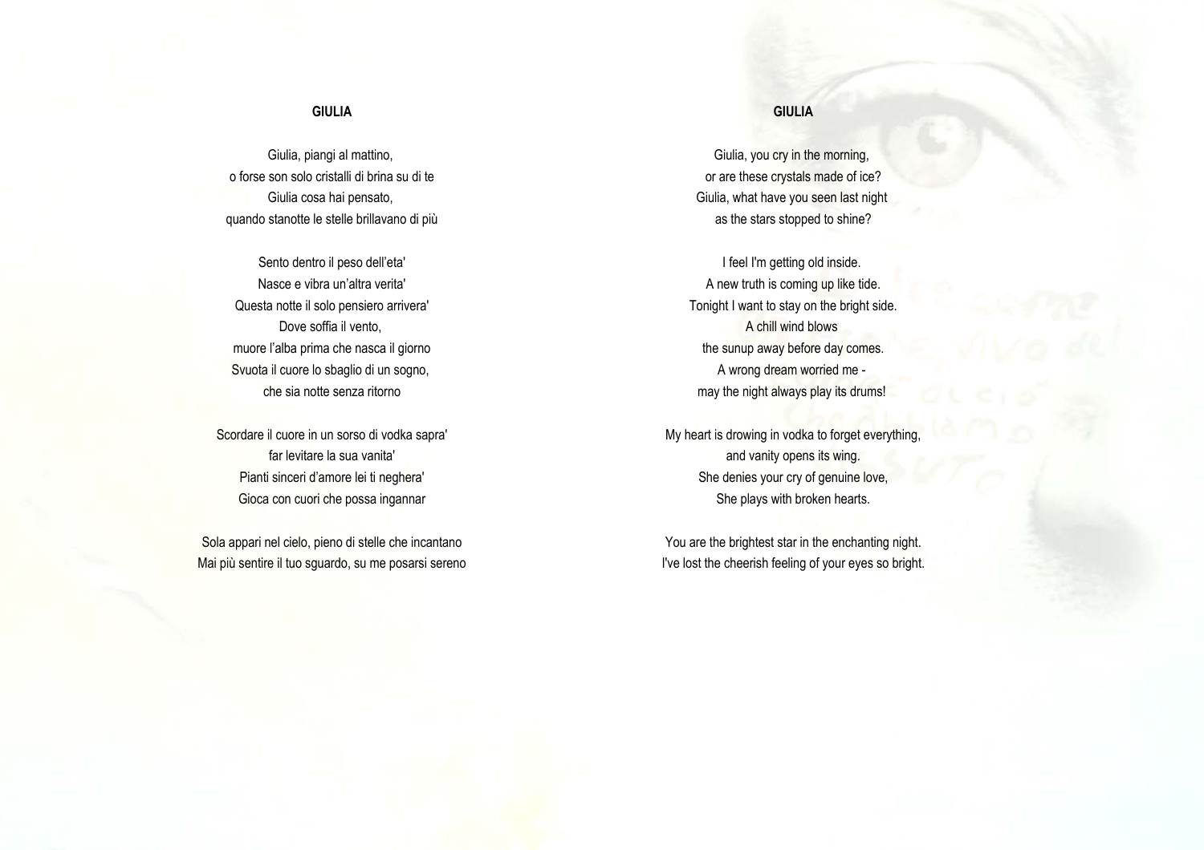## GIULIA

Giulia, piangi al mattino,
o forse son solo cristalli di brina su di te
Giulia cosa hai pensato,
quando stanotte le stelle brillavano di più

Sento dentro il peso dell'eta'
Nasce e vibra un'altra verita'
Questa notte il solo pensiero arrivera'
Dove soffia il vento,
muore l'alba prima che nasca il giorno
Svuota il cuore lo sbaglio di un sogno,
che sia notte senza ritorno

Scordare il cuore in un sorso di vodka sapra'
far levitare la sua vanita'
Pianti sinceri d'amore lei ti neghera'
Gioca con cuori che possa ingannar

Sola appari nel cielo, pieno di stelle che incantano
Mai più sentire il tuo sguardo, su me posarsi sereno

## GIULIA

Giulia, you cry in the morning,
or are these crystals made of ice?
Giulia, what have you seen last night
as the stars stopped to shine?

I feel I'm getting old inside.
A new truth is coming up like tide.
Tonight I want to stay on the bright side.
A chill wind blows
the sunup away before day comes.
A wrong dream worried me -
may the night always play its drums!

My heart is drowing in vodka to forget everything,
and vanity opens its wing.
She denies your cry of genuine love,
She plays with broken hearts.

You are the brightest star in the enchanting night.
I've lost the cheerish feeling of your eyes so bright.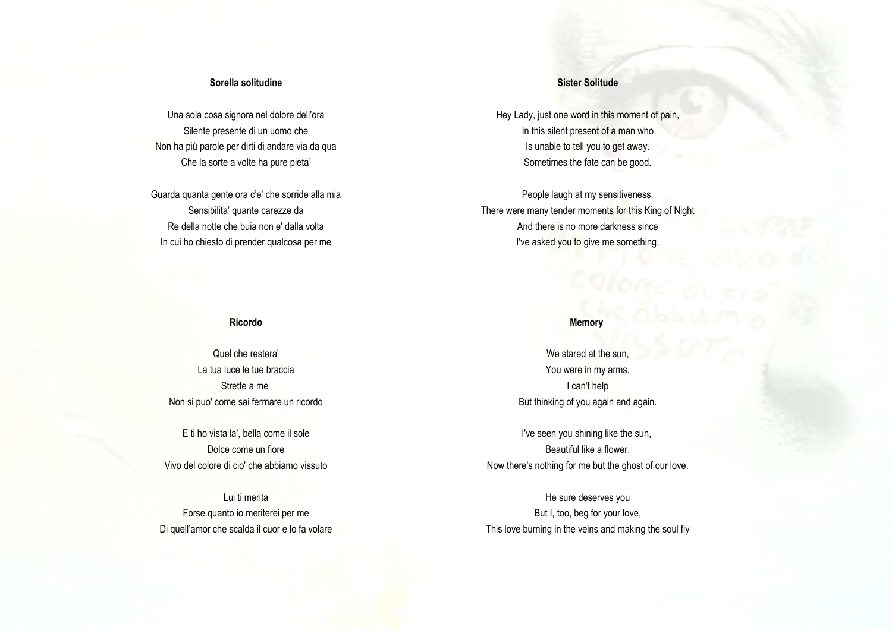### Sorella solitudine

Una sola cosa signora nel dolore dell'ora
Silente presente di un uomo che
Non ha più parole per dirti di andare via da qua
Che la sorte a volte ha pure pieta'

Guarda quanta gente ora c'e' che sorride alla mia
Sensibilita' quante carezze da
Re della notte che buia non e' dalla volta
In cui ho chiesto di prender qualcosa per me

### Sister Solitude

Hey Lady, just one word in this moment of pain,
In this silent present of a man who
Is unable to tell you to get away.
Sometimes the fate can be good.

People laugh at my sensitiveness.
There were many tender moments for this King of Night
And there is no more darkness since
I've asked you to give me something.

### Ricordo

Quel che restera'
La tua luce le tue braccia
Strette a me
Non si puo' come sai fermare un ricordo

E ti ho vista la', bella come il sole
Dolce come un fiore
Vivo del colore di cio' che abbiamo vissuto

Lui ti merita
Forse quanto io meriterei per me
Di quell'amor che scalda il cuor e lo fa volare

### Memory

We stared at the sun,
You were in my arms.
I can't help
But thinking of you again and again.

I've seen you shining like the sun,
Beautiful like a flower.
Now there's nothing for me but the ghost of our love.

He sure deserves you
But I, too, beg for your love,
This love burning in the veins and making the soul fly